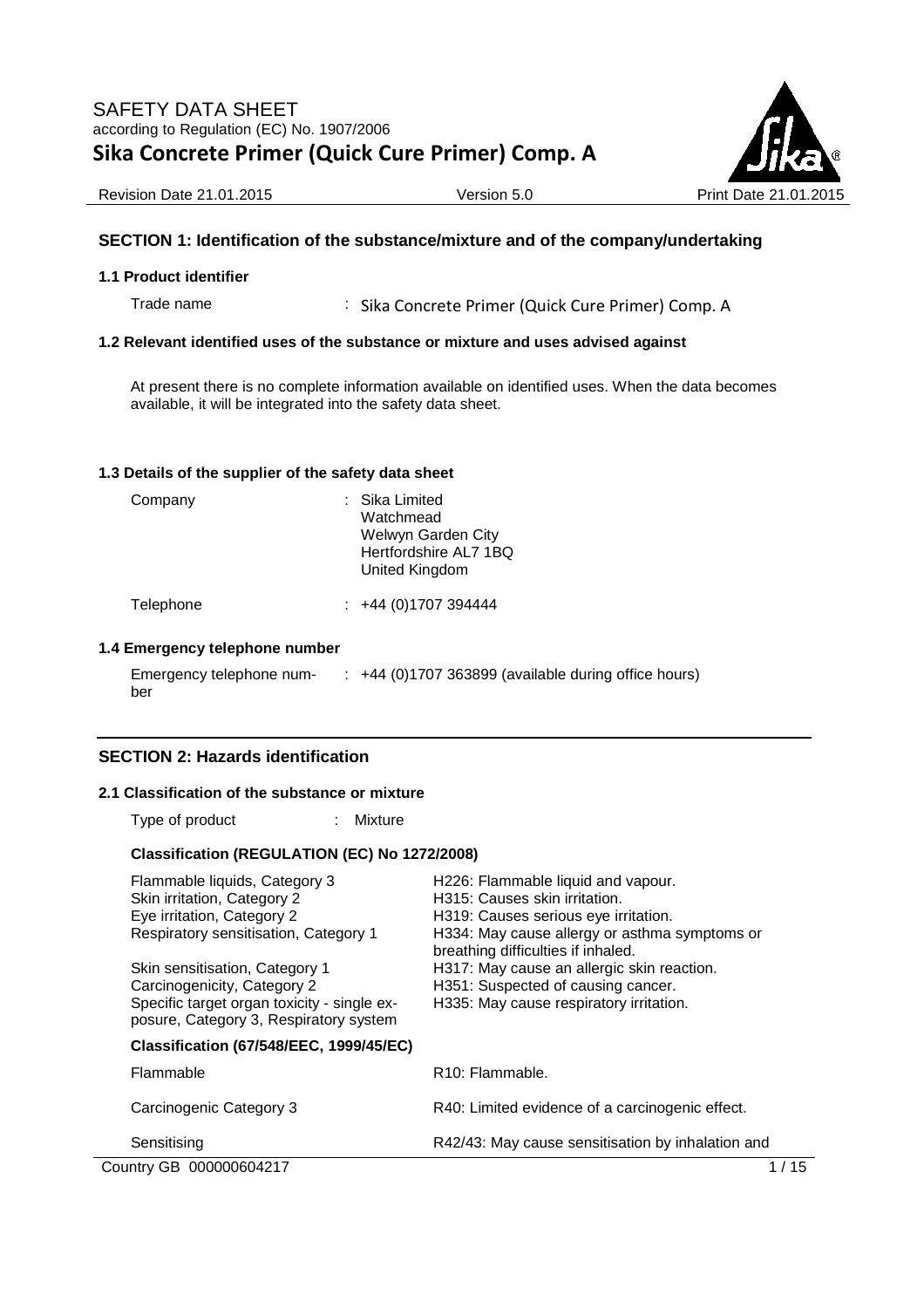# SAFETY DATA SHEET

according to Regulation (EC) No. 1907/2006

## Sika Concrete Primer (Quick Cure Primer) Comp. A

Revision Date 21.01.2015 | Version 5.0 | Print Date 21.01.2015

### SECTION 1: Identification of the substance/mixture and of the company/undertaking

**1.1 Product identifier**

Trade name : Sika Concrete Primer (Quick Cure Primer) Comp. A

**1.2 Relevant identified uses of the substance or mixture and uses advised against**

At present there is no complete information available on identified uses. When the data becomes available, it will be integrated into the safety data sheet.

**1.3 Details of the supplier of the safety data sheet**

Company : Sika Limited
Watchmead
Welwyn Garden City
Hertfordshire AL7 1BQ
United Kingdom

Telephone : +44 (0)1707 394444

**1.4 Emergency telephone number**

Emergency telephone number : +44 (0)1707 363899 (available during office hours)

### SECTION 2: Hazards identification

**2.1 Classification of the substance or mixture**

Type of product : Mixture

**Classification (REGULATION (EC) No 1272/2008)**

| | |
|---|---|
| Flammable liquids, Category 3 | H226: Flammable liquid and vapour. |
| Skin irritation, Category 2 | H315: Causes skin irritation. |
| Eye irritation, Category 2 | H319: Causes serious eye irritation. |
| Respiratory sensitisation, Category 1 | H334: May cause allergy or asthma symptoms or breathing difficulties if inhaled. |
| Skin sensitisation, Category 1 | H317: May cause an allergic skin reaction. |
| Carcinogenicity, Category 2 | H351: Suspected of causing cancer. |
| Specific target organ toxicity - single exposure, Category 3, Respiratory system | H335: May cause respiratory irritation. |

**Classification (67/548/EEC, 1999/45/EC)**

| | |
|---|---|
| Flammable | R10: Flammable. |
| Carcinogenic Category 3 | R40: Limited evidence of a carcinogenic effect. |
| Sensitising | R42/43: May cause sensitisation by inhalation and |

Country GB 000000604217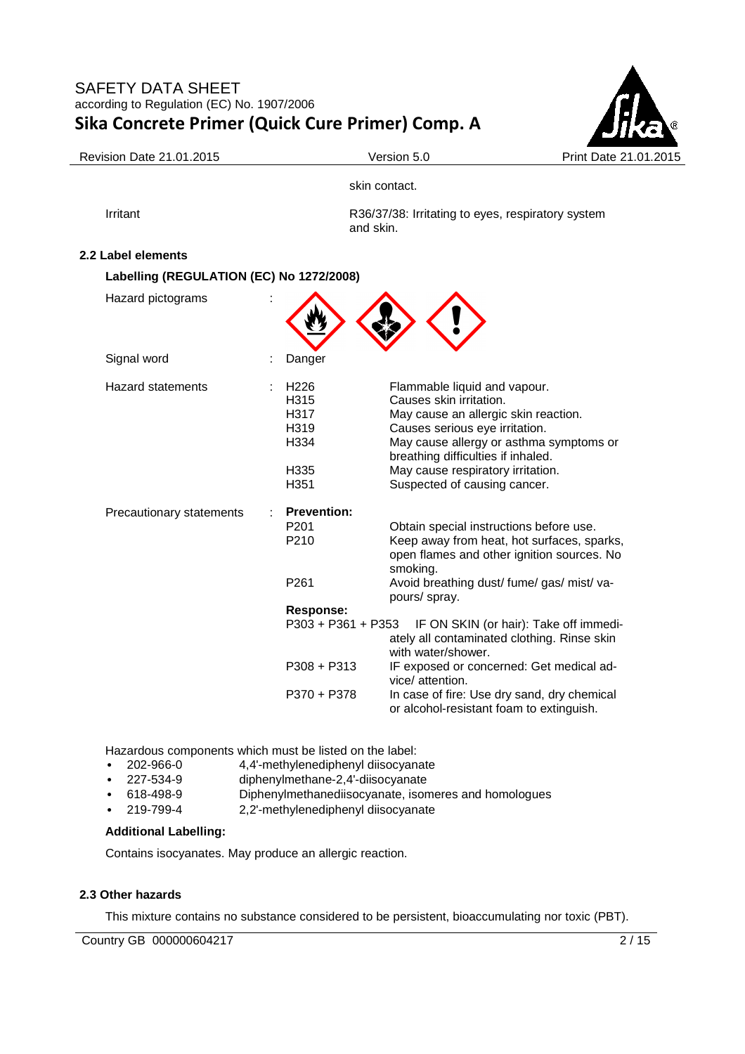| | |
|---|---|
| | skin contact. |
| Irritant | R36/37/38: Irritating to eyes, respiratory system and skin. |

### 2.2 Label elements

**Labelling (REGULATION (EC) No 1272/2008)**

Hazard pictograms :

Signal word : Danger

Hazard statements :

| | |
|---|---|
| H226 | Flammable liquid and vapour. |
| H315 | Causes skin irritation. |
| H317 | May cause an allergic skin reaction. |
| H319 | Causes serious eye irritation. |
| H334 | May cause allergy or asthma symptoms or breathing difficulties if inhaled. |
| H335 | May cause respiratory irritation. |
| H351 | Suspected of causing cancer. |

Precautionary statements :

**Prevention:**

| | |
|---|---|
| P201 | Obtain special instructions before use. |
| P210 | Keep away from heat, hot surfaces, sparks, open flames and other ignition sources. No smoking. |
| P261 | Avoid breathing dust/ fume/ gas/ mist/ vapours/ spray. |

**Response:**

| | |
|---|---|
| P303 + P361 + P353 | IF ON SKIN (or hair): Take off immediately all contaminated clothing. Rinse skin with water/shower. |
| P308 + P313 | IF exposed or concerned: Get medical advice/ attention. |
| P370 + P378 | In case of fire: Use dry sand, dry chemical or alcohol-resistant foam to extinguish. |

Hazardous components which must be listed on the label:

- 202-966-0 4,4'-methylenediphenyl diisocyanate
- 227-534-9 diphenylmethane-2,4'-diisocyanate
- 618-498-9 Diphenylmethanediisocyanate, isomeres and homologues
- 219-799-4 2,2'-methylenediphenyl diisocyanate

**Additional Labelling:**

Contains isocyanates. May produce an allergic reaction.

### 2.3 Other hazards

This mixture contains no substance considered to be persistent, bioaccumulating nor toxic (PBT).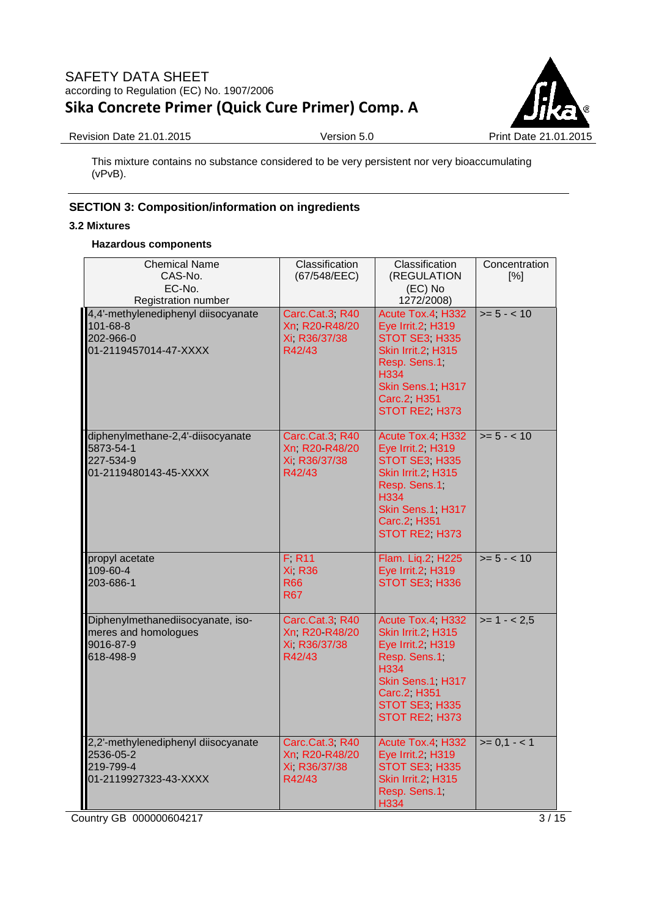This mixture contains no substance considered to be very persistent nor very bioaccumulating (vPvB).

## SECTION 3: Composition/information on ingredients

### 3.2 Mixtures

**Hazardous components**

| Chemical Name<br>CAS-No.<br>EC-No.<br>Registration number | Classification (67/548/EEC) | Classification (REGULATION (EC) No 1272/2008) | Concentration [%] |
|---|---|---|---|
| 4,4'-methylenediphenyl diisocyanate<br>101-68-8<br>202-966-0<br>01-2119457014-47-XXXX | Carc.Cat.3; R40<br>Xn; R20-R48/20<br>Xi; R36/37/38<br>R42/43 | Acute Tox.4; H332<br>Eye Irrit.2; H319<br>STOT SE3; H335<br>Skin Irrit.2; H315<br>Resp. Sens.1; H334<br>Skin Sens.1; H317<br>Carc.2; H351<br>STOT RE2; H373 | >= 5 - < 10 |
| diphenylmethane-2,4'-diisocyanate<br>5873-54-1<br>227-534-9<br>01-2119480143-45-XXXX | Carc.Cat.3; R40<br>Xn; R20-R48/20<br>Xi; R36/37/38<br>R42/43 | Acute Tox.4; H332<br>Eye Irrit.2; H319<br>STOT SE3; H335<br>Skin Irrit.2; H315<br>Resp. Sens.1; H334<br>Skin Sens.1; H317<br>Carc.2; H351<br>STOT RE2; H373 | >= 5 - < 10 |
| propyl acetate<br>109-60-4<br>203-686-1 | F; R11<br>Xi; R36<br>R66<br>R67 | Flam. Liq.2; H225<br>Eye Irrit.2; H319<br>STOT SE3; H336 | >= 5 - < 10 |
| Diphenylmethanediisocyanate, isomeres and homologues<br>9016-87-9<br>618-498-9 | Carc.Cat.3; R40<br>Xn; R20-R48/20<br>Xi; R36/37/38<br>R42/43 | Acute Tox.4; H332<br>Skin Irrit.2; H315<br>Eye Irrit.2; H319<br>Resp. Sens.1; H334<br>Skin Sens.1; H317<br>Carc.2; H351<br>STOT SE3; H335<br>STOT RE2; H373 | >= 1 - < 2,5 |
| 2,2'-methylenediphenyl diisocyanate<br>2536-05-2<br>219-799-4<br>01-2119927323-43-XXXX | Carc.Cat.3; R40<br>Xn; R20-R48/20<br>Xi; R36/37/38<br>R42/43 | Acute Tox.4; H332<br>Eye Irrit.2; H319<br>STOT SE3; H335<br>Skin Irrit.2; H315<br>Resp. Sens.1; H334 | >= 0,1 - < 1 |

Country GB 000000604217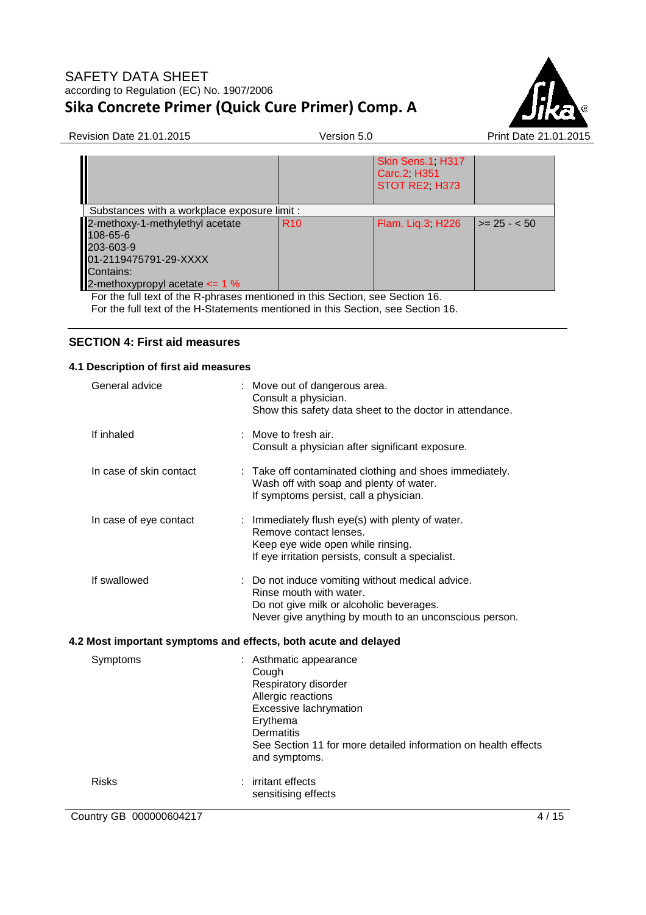| | | | |
|---|---|---|---|
| | | Skin Sens.1; H317<br>Carc.2; H351<br>STOT RE2; H373 | |
| Substances with a workplace exposure limit : | | | |
| 2-methoxy-1-methylethyl acetate<br>108-65-6<br>203-603-9<br>01-2119475791-29-XXXX<br>Contains:<br>2-methoxypropyl acetate <= 1 % | R10 | Flam. Liq.3; H226 | >= 25 - < 50 |

For the full text of the R-phrases mentioned in this Section, see Section 16.
For the full text of the H-Statements mentioned in this Section, see Section 16.

## SECTION 4: First aid measures

### 4.1 Description of first aid measures

General advice : Move out of dangerous area.
Consult a physician.
Show this safety data sheet to the doctor in attendance.

If inhaled : Move to fresh air.
Consult a physician after significant exposure.

In case of skin contact : Take off contaminated clothing and shoes immediately.
Wash off with soap and plenty of water.
If symptoms persist, call a physician.

In case of eye contact : Immediately flush eye(s) with plenty of water.
Remove contact lenses.
Keep eye wide open while rinsing.
If eye irritation persists, consult a specialist.

If swallowed : Do not induce vomiting without medical advice.
Rinse mouth with water.
Do not give milk or alcoholic beverages.
Never give anything by mouth to an unconscious person.

### 4.2 Most important symptoms and effects, both acute and delayed

Symptoms : Asthmatic appearance
Cough
Respiratory disorder
Allergic reactions
Excessive lachrymation
Erythema
Dermatitis
See Section 11 for more detailed information on health effects and symptoms.

Risks : irritant effects
sensitising effects

Country GB 000000604217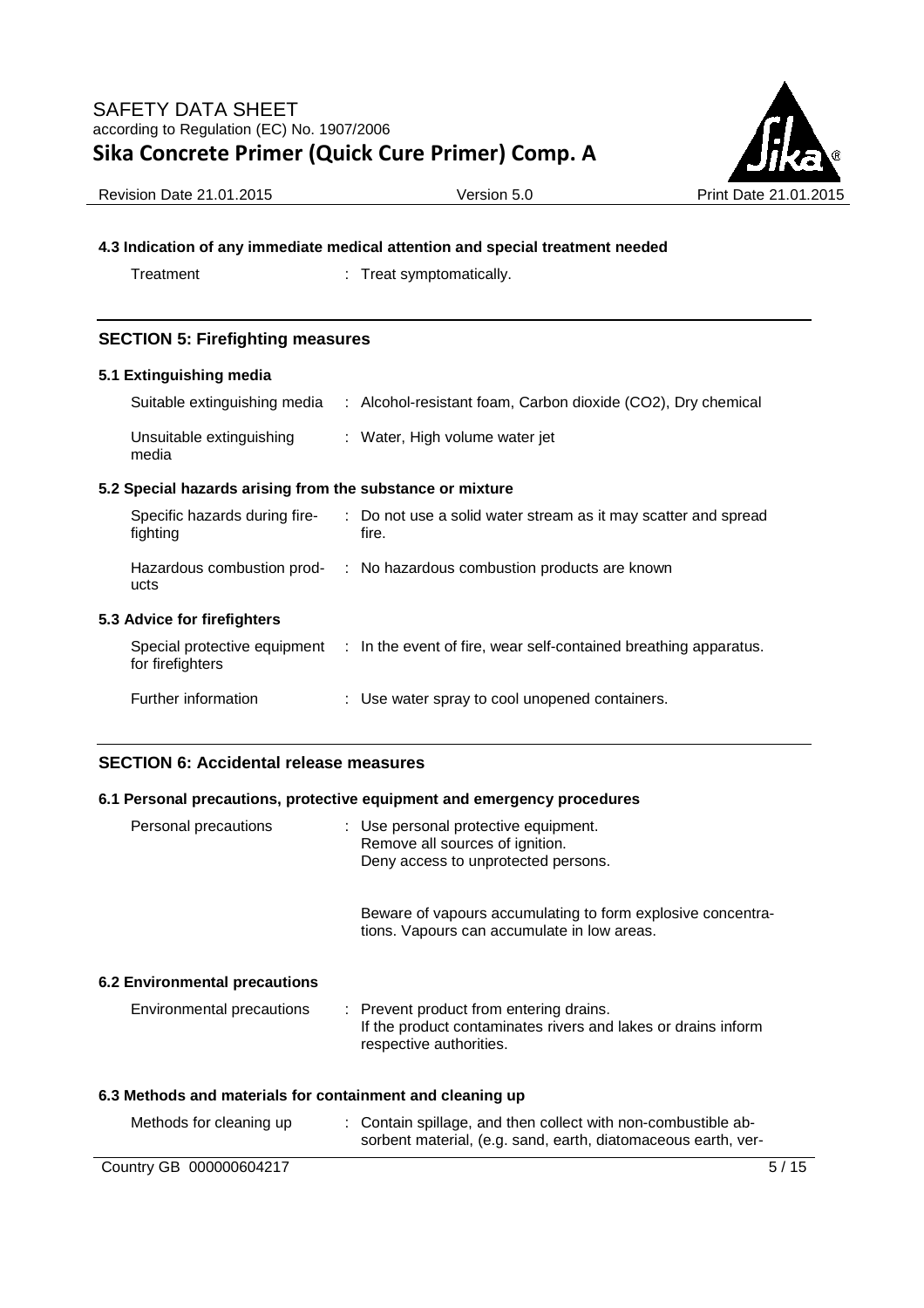**4.3 Indication of any immediate medical attention and special treatment needed**

Treatment : Treat symptomatically.

## SECTION 5: Firefighting measures

### 5.1 Extinguishing media

Suitable extinguishing media : Alcohol-resistant foam, Carbon dioxide ($CO_2$), Dry chemical

Unsuitable extinguishing media : Water, High volume water jet

### 5.2 Special hazards arising from the substance or mixture

Specific hazards during firefighting : Do not use a solid water stream as it may scatter and spread fire.

Hazardous combustion products : No hazardous combustion products are known

### 5.3 Advice for firefighters

Special protective equipment for firefighters : In the event of fire, wear self-contained breathing apparatus.

Further information : Use water spray to cool unopened containers.

## SECTION 6: Accidental release measures

### 6.1 Personal precautions, protective equipment and emergency procedures

Personal precautions : Use personal protective equipment.
Remove all sources of ignition.
Deny access to unprotected persons.

Beware of vapours accumulating to form explosive concentrations. Vapours can accumulate in low areas.

### 6.2 Environmental precautions

Environmental precautions : Prevent product from entering drains.
If the product contaminates rivers and lakes or drains inform respective authorities.

### 6.3 Methods and materials for containment and cleaning up

Methods for cleaning up : Contain spillage, and then collect with non-combustible absorbent material, (e.g. sand, earth, diatomaceous earth, ver-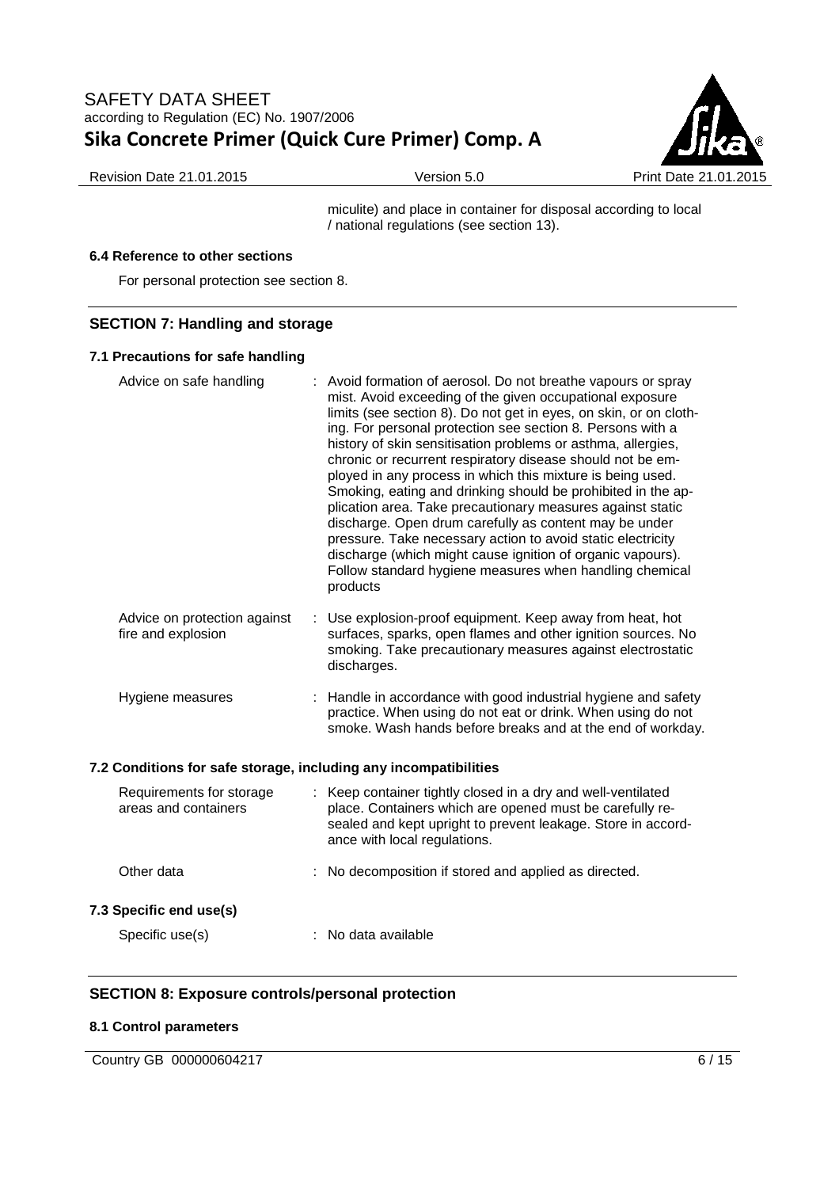miculite) and place in container for disposal according to local / national regulations (see section 13).

### 6.4 Reference to other sections

For personal protection see section 8.

## SECTION 7: Handling and storage

### 7.1 Precautions for safe handling

| | |
|---|---|
| Advice on safe handling | : Avoid formation of aerosol. Do not breathe vapours or spray mist. Avoid exceeding of the given occupational exposure limits (see section 8). Do not get in eyes, on skin, or on clothing. For personal protection see section 8. Persons with a history of skin sensitisation problems or asthma, allergies, chronic or recurrent respiratory disease should not be employed in any process in which this mixture is being used. Smoking, eating and drinking should be prohibited in the application area. Take precautionary measures against static discharge. Open drum carefully as content may be under pressure. Take necessary action to avoid static electricity discharge (which might cause ignition of organic vapours). Follow standard hygiene measures when handling chemical products |
| Advice on protection against fire and explosion | : Use explosion-proof equipment. Keep away from heat, hot surfaces, sparks, open flames and other ignition sources. No smoking. Take precautionary measures against electrostatic discharges. |
| Hygiene measures | : Handle in accordance with good industrial hygiene and safety practice. When using do not eat or drink. When using do not smoke. Wash hands before breaks and at the end of workday. |

### 7.2 Conditions for safe storage, including any incompatibilities

| | |
|---|---|
| Requirements for storage areas and containers | : Keep container tightly closed in a dry and well-ventilated place. Containers which are opened must be carefully resealed and kept upright to prevent leakage. Store in accordance with local regulations. |
| Other data | : No decomposition if stored and applied as directed. |

### 7.3 Specific end use(s)

| | |
|---|---|
| Specific use(s) | : No data available |

## SECTION 8: Exposure controls/personal protection

### 8.1 Control parameters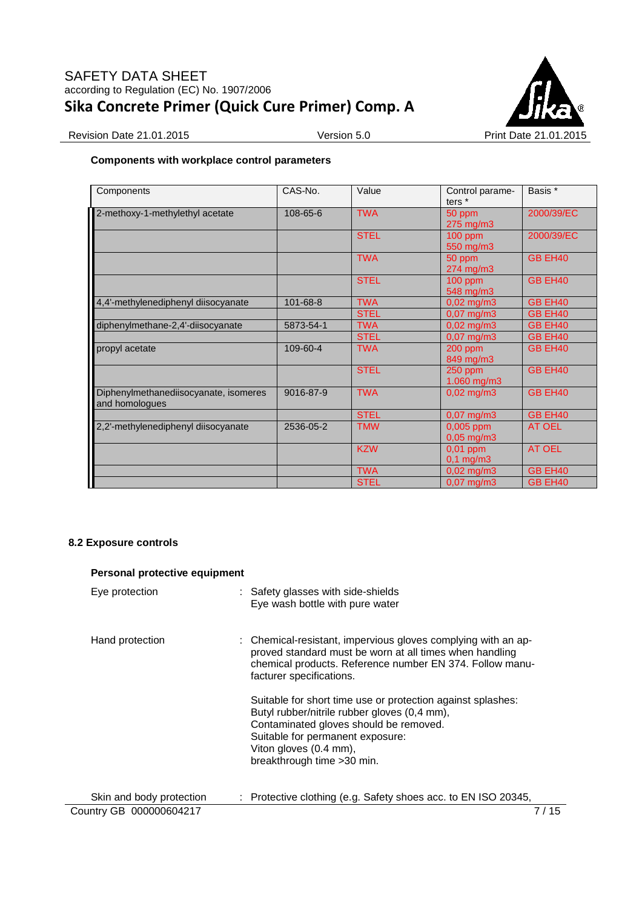**Components with workplace control parameters**

| Components | CAS-No. | Value | Control parameters * | Basis * |
|---|---|---|---|---|
| 2-methoxy-1-methylethyl acetate | 108-65-6 | TWA | 50 ppm<br>275 mg/m3 | 2000/39/EC |
| | | STEL | 100 ppm<br>550 mg/m3 | 2000/39/EC |
| | | TWA | 50 ppm<br>274 mg/m3 | GB EH40 |
| | | STEL | 100 ppm<br>548 mg/m3 | GB EH40 |
| 4,4'-methylenediphenyl diisocyanate | 101-68-8 | TWA | 0,02 mg/m3 | GB EH40 |
| | | STEL | 0,07 mg/m3 | GB EH40 |
| diphenylmethane-2,4'-diisocyanate | 5873-54-1 | TWA | 0,02 mg/m3 | GB EH40 |
| | | STEL | 0,07 mg/m3 | GB EH40 |
| propyl acetate | 109-60-4 | TWA | 200 ppm<br>849 mg/m3 | GB EH40 |
| | | STEL | 250 ppm<br>1.060 mg/m3 | GB EH40 |
| Diphenylmethanediisocyanate, isomeres and homologues | 9016-87-9 | TWA | 0,02 mg/m3 | GB EH40 |
| | | STEL | 0,07 mg/m3 | GB EH40 |
| 2,2'-methylenediphenyl diisocyanate | 2536-05-2 | TMW | 0,005 ppm<br>0,05 mg/m3 | AT OEL |
| | | KZW | 0,01 ppm<br>0,1 mg/m3 | AT OEL |
| | | TWA | 0,02 mg/m3 | GB EH40 |
| | | STEL | 0,07 mg/m3 | GB EH40 |

### 8.2 Exposure controls

**Personal protective equipment**

Eye protection : Safety glasses with side-shields
Eye wash bottle with pure water

Hand protection : Chemical-resistant, impervious gloves complying with an approved standard must be worn at all times when handling chemical products. Reference number EN 374. Follow manufacturer specifications.

Suitable for short time use or protection against splashes:
Butyl rubber/nitrile rubber gloves (0,4 mm),
Contaminated gloves should be removed.
Suitable for permanent exposure:
Viton gloves (0.4 mm),
breakthrough time >30 min.

Skin and body protection : Protective clothing (e.g. Safety shoes acc. to EN ISO 20345,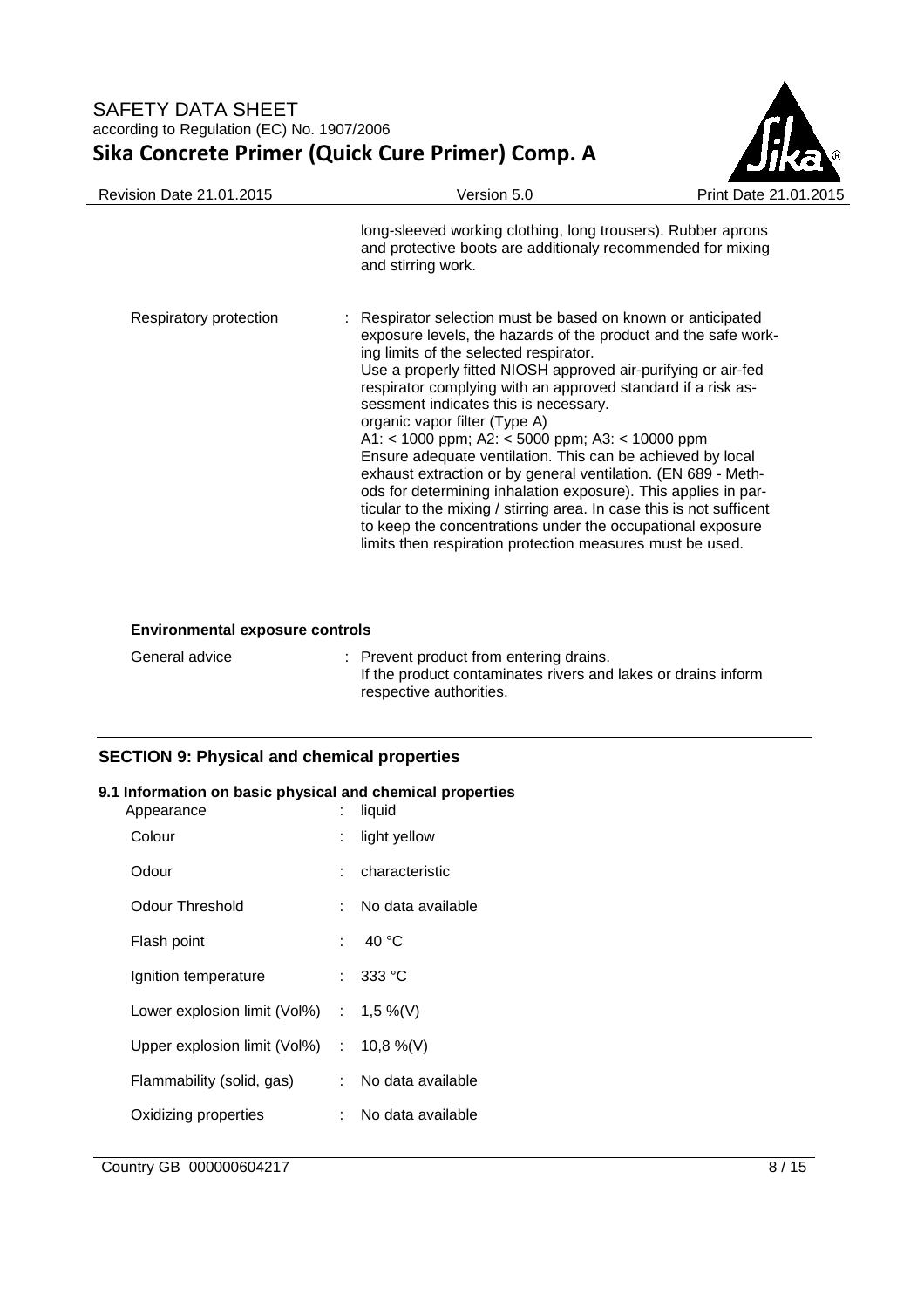long-sleeved working clothing, long trousers). Rubber aprons and protective boots are additionaly recommended for mixing and stirring work.

| | |
|---|---|
| Respiratory protection | : Respirator selection must be based on known or anticipated exposure levels, the hazards of the product and the safe working limits of the selected respirator.<br>Use a properly fitted NIOSH approved air-purifying or air-fed respirator complying with an approved standard if a risk assessment indicates this is necessary.<br>organic vapor filter (Type A)<br>A1: < 1000 ppm; A2: < 5000 ppm; A3: < 10000 ppm<br>Ensure adequate ventilation. This can be achieved by local exhaust extraction or by general ventilation. (EN 689 - Methods for determining inhalation exposure). This applies in particular to the mixing / stirring area. In case this is not sufficent to keep the concentrations under the occupational exposure limits then respiration protection measures must be used. |

**Environmental exposure controls**

| | |
|---|---|
| General advice | : Prevent product from entering drains.<br>If the product contaminates rivers and lakes or drains inform respective authorities. |

## SECTION 9: Physical and chemical properties

### 9.1 Information on basic physical and chemical properties

| | |
|---|---|
| Appearance | : liquid |
| Colour | : light yellow |
| Odour | : characteristic |
| Odour Threshold | : No data available |
| Flash point | : 40 °C |
| Ignition temperature | : 333 °C |
| Lower explosion limit (Vol%) | : 1,5 %(V) |
| Upper explosion limit (Vol%) | : 10,8 %(V) |
| Flammability (solid, gas) | : No data available |
| Oxidizing properties | : No data available |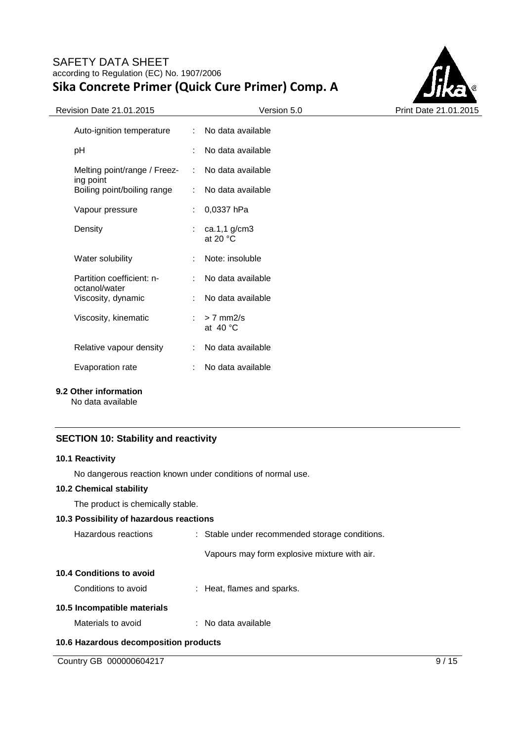| | | |
|---|---|---|
| Auto-ignition temperature | : | No data available |
| pH | : | No data available |
| Melting point/range / Freezing point | : | No data available |
| Boiling point/boiling range | : | No data available |
| Vapour pressure | : | 0,0337 hPa |
| Density | : | ca.1,1 g/cm3<br>at 20 °C |
| Water solubility | : | Note: insoluble |
| Partition coefficient: n-octanol/water | : | No data available |
| Viscosity, dynamic | : | No data available |
| Viscosity, kinematic | : | > 7 mm2/s<br>at 40 °C |
| Relative vapour density | : | No data available |
| Evaporation rate | : | No data available |

### 9.2 Other information

No data available

## SECTION 10: Stability and reactivity

### 10.1 Reactivity

No dangerous reaction known under conditions of normal use.

### 10.2 Chemical stability

The product is chemically stable.

### 10.3 Possibility of hazardous reactions

Hazardous reactions : Stable under recommended storage conditions.

Vapours may form explosive mixture with air.

### 10.4 Conditions to avoid

Conditions to avoid : Heat, flames and sparks.

### 10.5 Incompatible materials

Materials to avoid : No data available

### 10.6 Hazardous decomposition products

Country GB 000000604217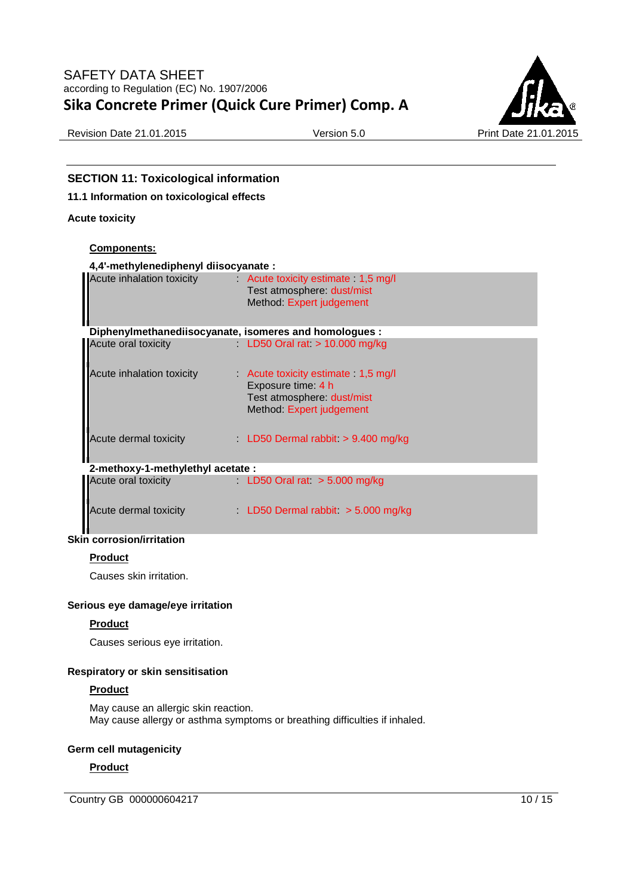## SECTION 11: Toxicological information

### 11.1 Information on toxicological effects

**Acute toxicity**

**Components:**

**4,4'-methylenediphenyl diisocyanate :**

| | |
|---|---|
| Acute inhalation toxicity | : Acute toxicity estimate : 1,5 mg/l<br>Test atmosphere: dust/mist<br>Method: Expert judgement |

**Diphenylmethanediisocyanate, isomeres and homologues :**

| | |
|---|---|
| Acute oral toxicity | : LD50 Oral rat: > 10.000 mg/kg |
| Acute inhalation toxicity | : Acute toxicity estimate : 1,5 mg/l<br>Exposure time: 4 h<br>Test atmosphere: dust/mist<br>Method: Expert judgement |
| Acute dermal toxicity | : LD50 Dermal rabbit: > 9.400 mg/kg |

**2-methoxy-1-methylethyl acetate :**

| | |
|---|---|
| Acute oral toxicity | : LD50 Oral rat: > 5.000 mg/kg |
| Acute dermal toxicity | : LD50 Dermal rabbit: > 5.000 mg/kg |

**Skin corrosion/irritation**

**Product**

Causes skin irritation.

**Serious eye damage/eye irritation**

**Product**

Causes serious eye irritation.

**Respiratory or skin sensitisation**

**Product**

May cause an allergic skin reaction.
May cause allergy or asthma symptoms or breathing difficulties if inhaled.

**Germ cell mutagenicity**

**Product**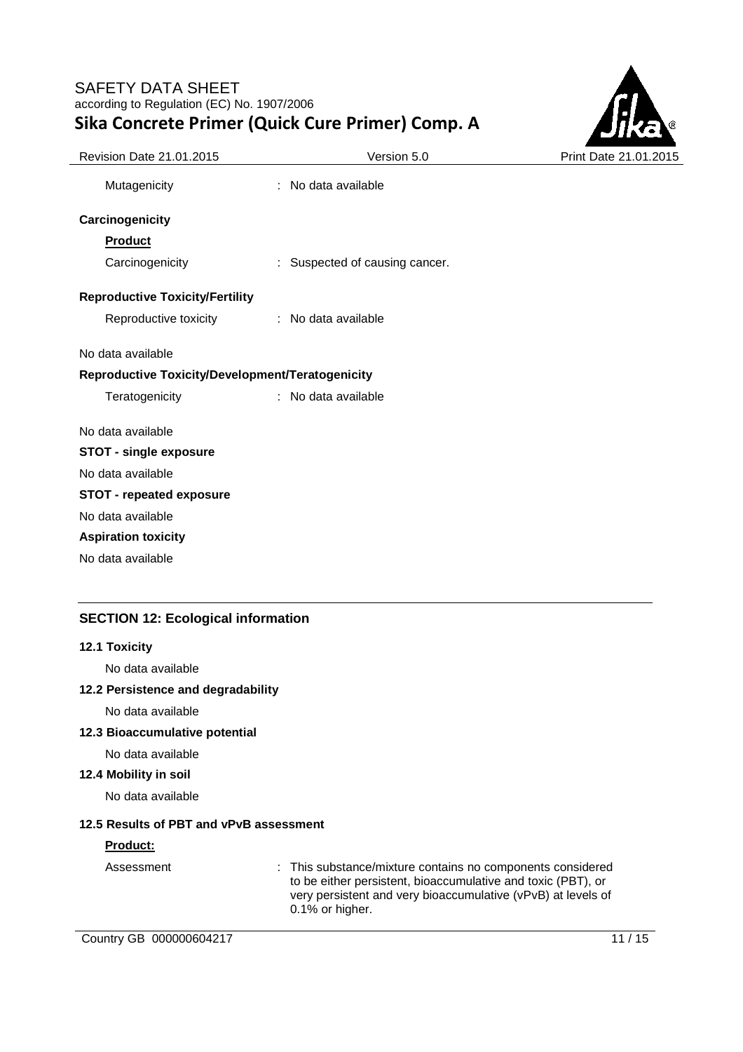Mutagenicity : No data available

**Carcinogenicity**

**Product**

Carcinogenicity : Suspected of causing cancer.

**Reproductive Toxicity/Fertility**

Reproductive toxicity : No data available

No data available

**Reproductive Toxicity/Development/Teratogenicity**

Teratogenicity : No data available

No data available

**STOT - single exposure**

No data available

**STOT - repeated exposure**

No data available

**Aspiration toxicity**

No data available

## SECTION 12: Ecological information

### 12.1 Toxicity

No data available

### 12.2 Persistence and degradability

No data available

### 12.3 Bioaccumulative potential

No data available

### 12.4 Mobility in soil

No data available

### 12.5 Results of PBT and vPvB assessment

**Product:**

Assessment : This substance/mixture contains no components considered to be either persistent, bioaccumulative and toxic (PBT), or very persistent and very bioaccumulative (vPvB) at levels of 0.1% or higher.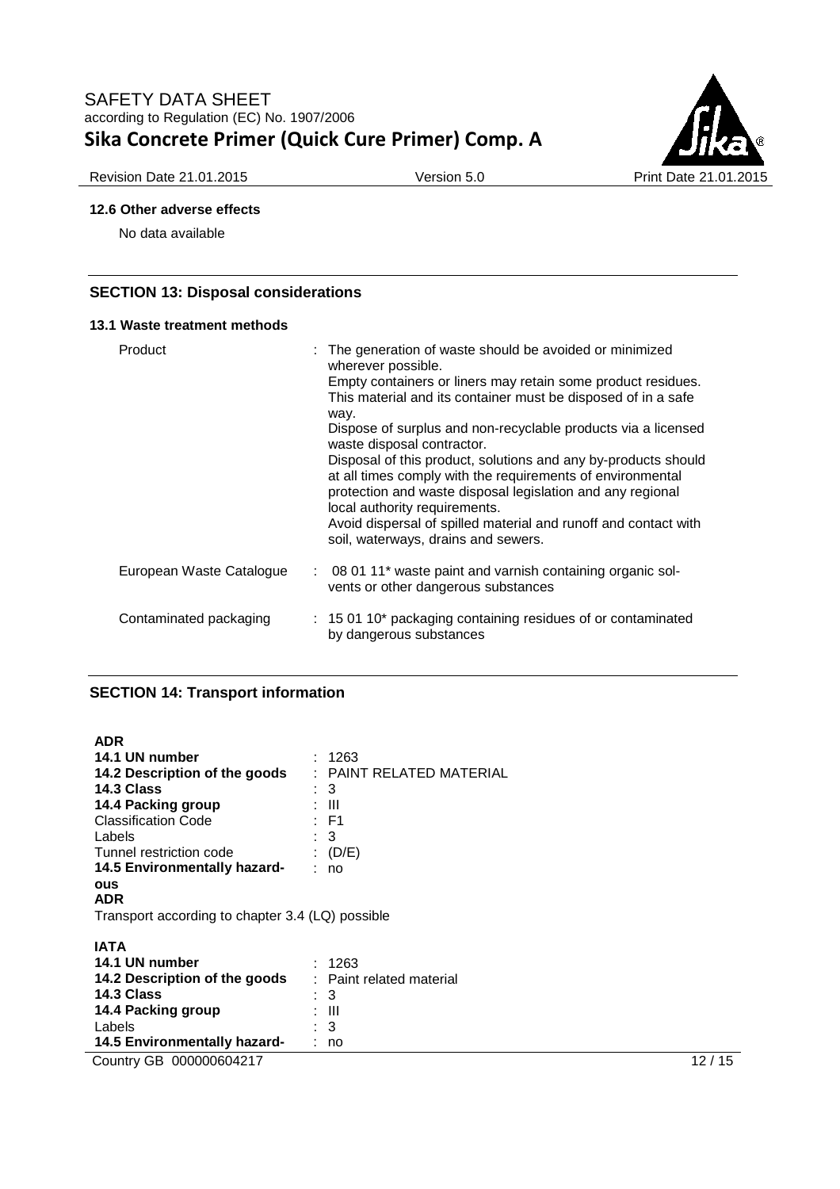### 12.6 Other adverse effects

No data available

## SECTION 13: Disposal considerations

### 13.1 Waste treatment methods

| | |
|---|---|
| Product | : The generation of waste should be avoided or minimized wherever possible. Empty containers or liners may retain some product residues. This material and its container must be disposed of in a safe way. Dispose of surplus and non-recyclable products via a licensed waste disposal contractor. Disposal of this product, solutions and any by-products should at all times comply with the requirements of environmental protection and waste disposal legislation and any regional local authority requirements. Avoid dispersal of spilled material and runoff and contact with soil, waterways, drains and sewers. |
| European Waste Catalogue | : 08 01 11* waste paint and varnish containing organic solvents or other dangerous substances |
| Contaminated packaging | : 15 01 10* packaging containing residues of or contaminated by dangerous substances |

## SECTION 14: Transport information

**ADR**

| | |
|---|---|
| **14.1 UN number** | : 1263 |
| **14.2 Description of the goods** | : PAINT RELATED MATERIAL |
| **14.3 Class** | : 3 |
| **14.4 Packing group** | : III |
| Classification Code | : F1 |
| Labels | : 3 |
| Tunnel restriction code | : (D/E) |
| **14.5 Environmentally hazardous** | : no |

**ADR**

Transport according to chapter 3.4 (LQ) possible

**IATA**

| | |
|---|---|
| **14.1 UN number** | : 1263 |
| **14.2 Description of the goods** | : Paint related material |
| **14.3 Class** | : 3 |
| **14.4 Packing group** | : III |
| Labels | : 3 |
| **14.5 Environmentally hazard-** | : no |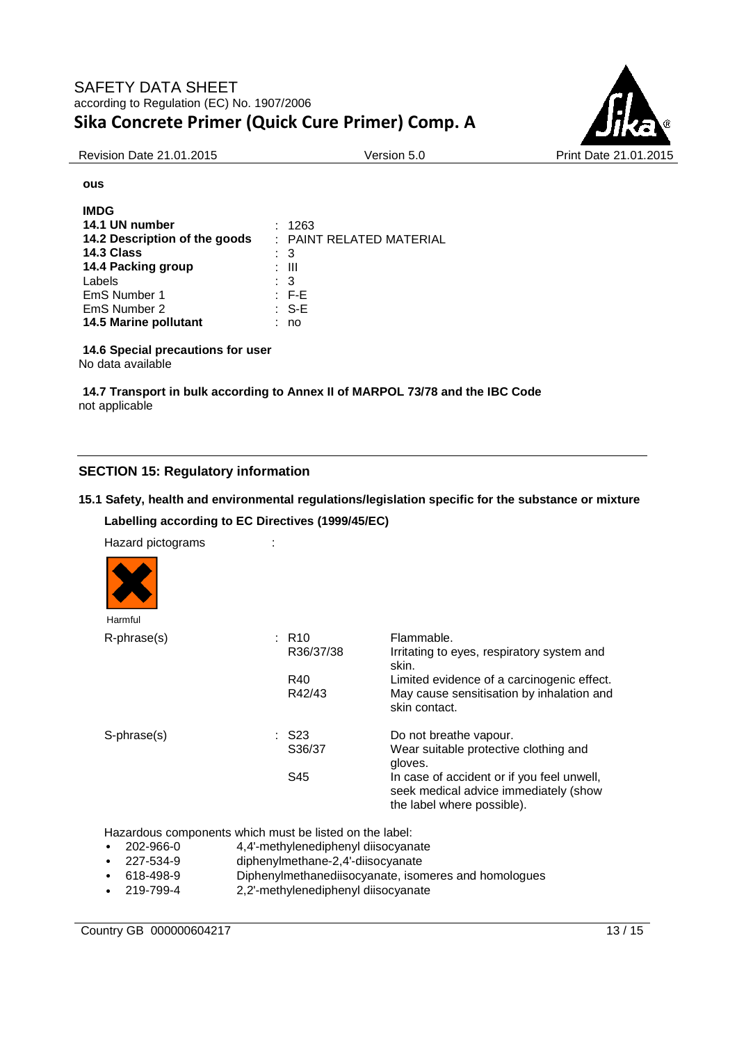**ous**

**IMDG**

| | | |
|---|---|---|
| **14.1 UN number** | : | 1263 |
| **14.2 Description of the goods** | : | PAINT RELATED MATERIAL |
| **14.3 Class** | : | 3 |
| **14.4 Packing group** | : | III |
| Labels | : | 3 |
| EmS Number 1 | : | F-E |
| EmS Number 2 | : | S-E |
| **14.5 Marine pollutant** | : | no |

**14.6 Special precautions for user**

No data available

**14.7 Transport in bulk according to Annex II of MARPOL 73/78 and the IBC Code**

not applicable

## SECTION 15: Regulatory information

### 15.1 Safety, health and environmental regulations/legislation specific for the substance or mixture

**Labelling according to EC Directives (1999/45/EC)**

Hazard pictograms :

Harmful

| | | | |
|---|---|---|---|
| R-phrase(s) | : | R10 | Flammable. |
| | | R36/37/38 | Irritating to eyes, respiratory system and skin. |
| | | R40 | Limited evidence of a carcinogenic effect. |
| | | R42/43 | May cause sensitisation by inhalation and skin contact. |
| S-phrase(s) | : | S23 | Do not breathe vapour. |
| | | S36/37 | Wear suitable protective clothing and gloves. |
| | | S45 | In case of accident or if you feel unwell, seek medical advice immediately (show the label where possible). |

Hazardous components which must be listed on the label:

- 202-966-0 4,4'-methylenediphenyl diisocyanate
- 227-534-9 diphenylmethane-2,4'-diisocyanate
- 618-498-9 Diphenylmethanediisocyanate, isomeres and homologues
- 219-799-4 2,2'-methylenediphenyl diisocyanate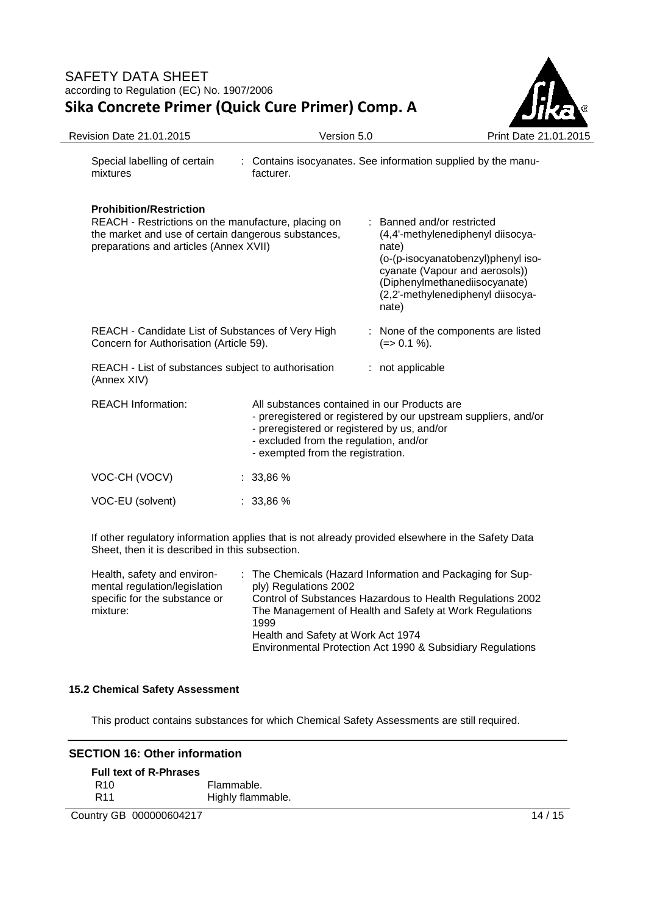Special labelling of certain mixtures : Contains isocyanates. See information supplied by the manufacturer.

**Prohibition/Restriction**

REACH - Restrictions on the manufacture, placing on the market and use of certain dangerous substances, preparations and articles (Annex XVII) : Banned and/or restricted (4,4'-methylenediphenyl diisocyanate) (o-(p-isocyanatobenzyl)phenyl isocyanate (Vapour and aerosols)) (Diphenylmethanediisocyanate) (2,2'-methylenediphenyl diisocyanate)

REACH - Candidate List of Substances of Very High Concern for Authorisation (Article 59). : None of the components are listed (=> 0.1 %).

REACH - List of substances subject to authorisation (Annex XIV) : not applicable

REACH Information: All substances contained in our Products are
- preregistered or registered by our upstream suppliers, and/or
- preregistered or registered by us, and/or
- excluded from the regulation, and/or
- exempted from the registration.

VOC-CH (VOCV) : 33,86 %

VOC-EU (solvent) : 33,86 %

If other regulatory information applies that is not already provided elsewhere in the Safety Data Sheet, then it is described in this subsection.

Health, safety and environmental regulation/legislation specific for the substance or mixture: : The Chemicals (Hazard Information and Packaging for Supply) Regulations 2002
Control of Substances Hazardous to Health Regulations 2002
The Management of Health and Safety at Work Regulations 1999
Health and Safety at Work Act 1974
Environmental Protection Act 1990 & Subsidiary Regulations

### 15.2 Chemical Safety Assessment

This product contains substances for which Chemical Safety Assessments are still required.

## SECTION 16: Other information

**Full text of R-Phrases**

| | |
|---|---|
| R10 | Flammable. |
| R11 | Highly flammable. |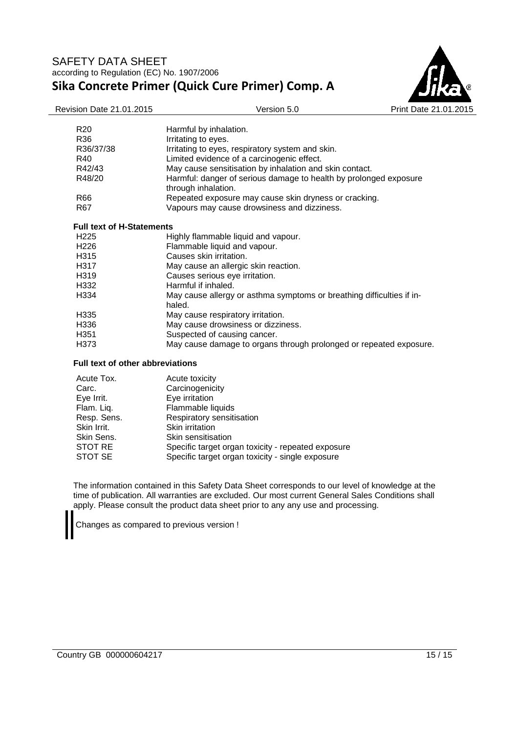| | |
|---|---|
| R20 | Harmful by inhalation. |
| R36 | Irritating to eyes. |
| R36/37/38 | Irritating to eyes, respiratory system and skin. |
| R40 | Limited evidence of a carcinogenic effect. |
| R42/43 | May cause sensitisation by inhalation and skin contact. |
| R48/20 | Harmful: danger of serious damage to health by prolonged exposure through inhalation. |
| R66 | Repeated exposure may cause skin dryness or cracking. |
| R67 | Vapours may cause drowsiness and dizziness. |

**Full text of H-Statements**

| | |
|---|---|
| H225 | Highly flammable liquid and vapour. |
| H226 | Flammable liquid and vapour. |
| H315 | Causes skin irritation. |
| H317 | May cause an allergic skin reaction. |
| H319 | Causes serious eye irritation. |
| H332 | Harmful if inhaled. |
| H334 | May cause allergy or asthma symptoms or breathing difficulties if inhaled. |
| H335 | May cause respiratory irritation. |
| H336 | May cause drowsiness or dizziness. |
| H351 | Suspected of causing cancer. |
| H373 | May cause damage to organs through prolonged or repeated exposure. |

**Full text of other abbreviations**

| | |
|---|---|
| Acute Tox. | Acute toxicity |
| Carc. | Carcinogenicity |
| Eye Irrit. | Eye irritation |
| Flam. Liq. | Flammable liquids |
| Resp. Sens. | Respiratory sensitisation |
| Skin Irrit. | Skin irritation |
| Skin Sens. | Skin sensitisation |
| STOT RE | Specific target organ toxicity - repeated exposure |
| STOT SE | Specific target organ toxicity - single exposure |

The information contained in this Safety Data Sheet corresponds to our level of knowledge at the time of publication. All warranties are excluded. Our most current General Sales Conditions shall apply. Please consult the product data sheet prior to any any use and processing.

Changes as compared to previous version !